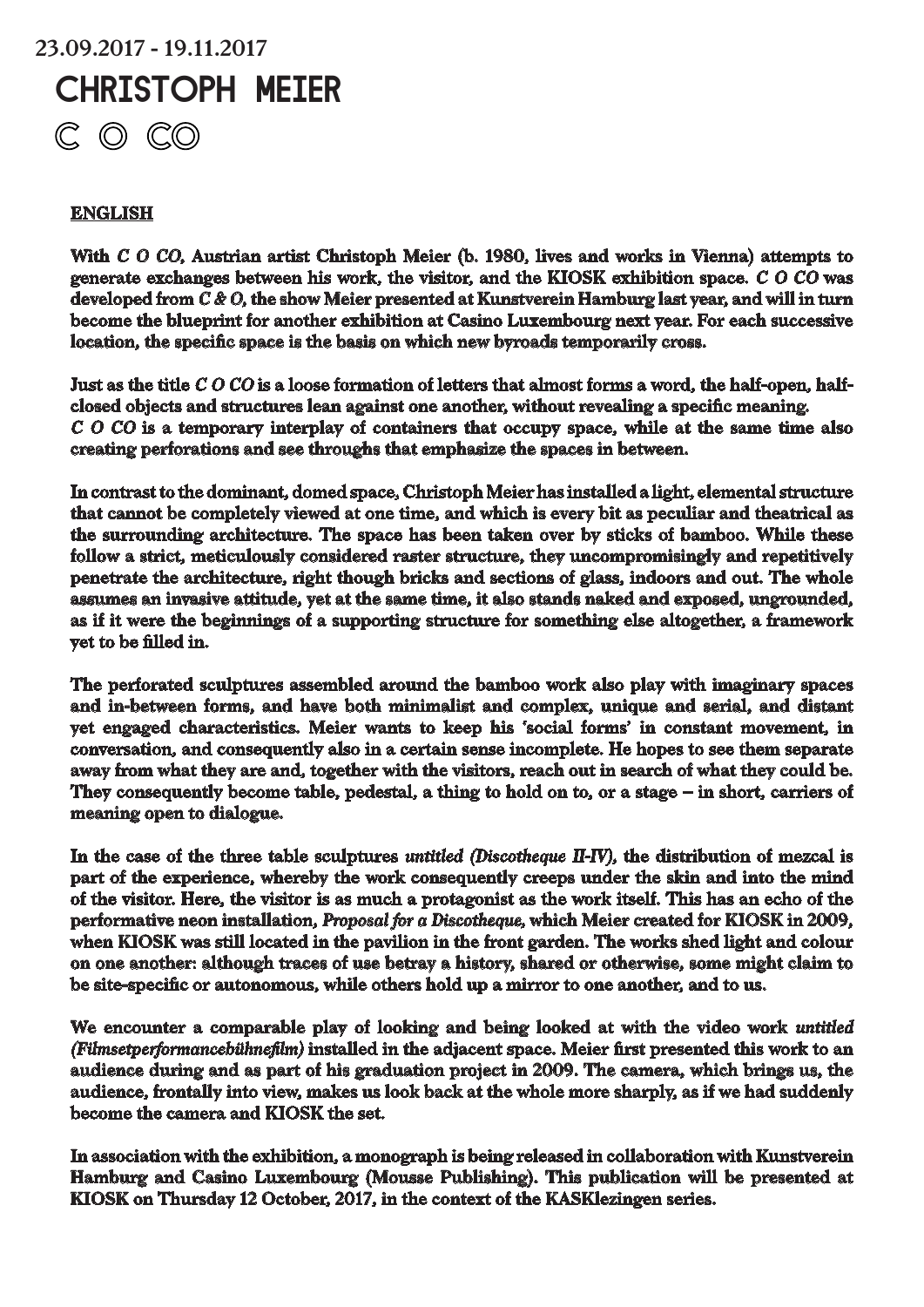23.09.2017 - 19.11.2017

# CHRISTOPH MEIER

## C O CO

**ENGLISH**

**With *C O CO*, Austrian artist Christoph Meier (b. 1980, lives and works in Vienna) attempts to generate exchanges between his work, the visitor, and the KIOSK exhibition space. *C O CO* was developed from *C & O*, the show Meier presented at Kunstverein Hamburg last year, and will in turn become the blueprint for another exhibition at Casino Luxembourg next year. For each successive location, the specific space is the basis on which new byroads temporarily cross.**

**Just as the title *C O CO* is a loose formation of letters that almost forms a word, the half-open, half-closed objects and structures lean against one another, without revealing a specific meaning. *C O CO* is a temporary interplay of containers that occupy space, while at the same time also creating perforations and see throughs that emphasize the spaces in between.**

**In contrast to the dominant, domed space, Christoph Meier has installed a light, elemental structure that cannot be completely viewed at one time, and which is every bit as peculiar and theatrical as the surrounding architecture. The space has been taken over by sticks of bamboo. While these follow a strict, meticulously considered raster structure, they uncompromisingly and repetitively penetrate the architecture, right though bricks and sections of glass, indoors and out. The whole assumes an invasive attitude, yet at the same time, it also stands naked and exposed, ungrounded, as if it were the beginnings of a supporting structure for something else altogether, a framework yet to be filled in.**

**The perforated sculptures assembled around the bamboo work also play with imaginary spaces and in-between forms, and have both minimalist and complex, unique and serial, and distant yet engaged characteristics. Meier wants to keep his 'social forms' in constant movement, in conversation, and consequently also in a certain sense incomplete. He hopes to see them separate away from what they are and, together with the visitors, reach out in search of what they could be. They consequently become table, pedestal, a thing to hold on to, or a stage – in short, carriers of meaning open to dialogue.**

**In the case of the three table sculptures *untitled (Discotheque II-IV)*, the distribution of mezcal is part of the experience, whereby the work consequently creeps under the skin and into the mind of the visitor. Here, the visitor is as much a protagonist as the work itself. This has an echo of the performative neon installation, *Proposal for a Discotheque*, which Meier created for KIOSK in 2009, when KIOSK was still located in the pavilion in the front garden. The works shed light and colour on one another: although traces of use betray a history, shared or otherwise, some might claim to be site-specific or autonomous, while others hold up a mirror to one another, and to us.**

**We encounter a comparable play of looking and being looked at with the video work *untitled (Filmsetperformancebühnefilm)* installed in the adjacent space. Meier first presented this work to an audience during and as part of his graduation project in 2009. The camera, which brings us, the audience, frontally into view, makes us look back at the whole more sharply, as if we had suddenly become the camera and KIOSK the set.**

**In association with the exhibition, a monograph is being released in collaboration with Kunstverein Hamburg and Casino Luxembourg (Mousse Publishing). This publication will be presented at KIOSK on Thursday 12 October, 2017, in the context of the KASKlezingen series.**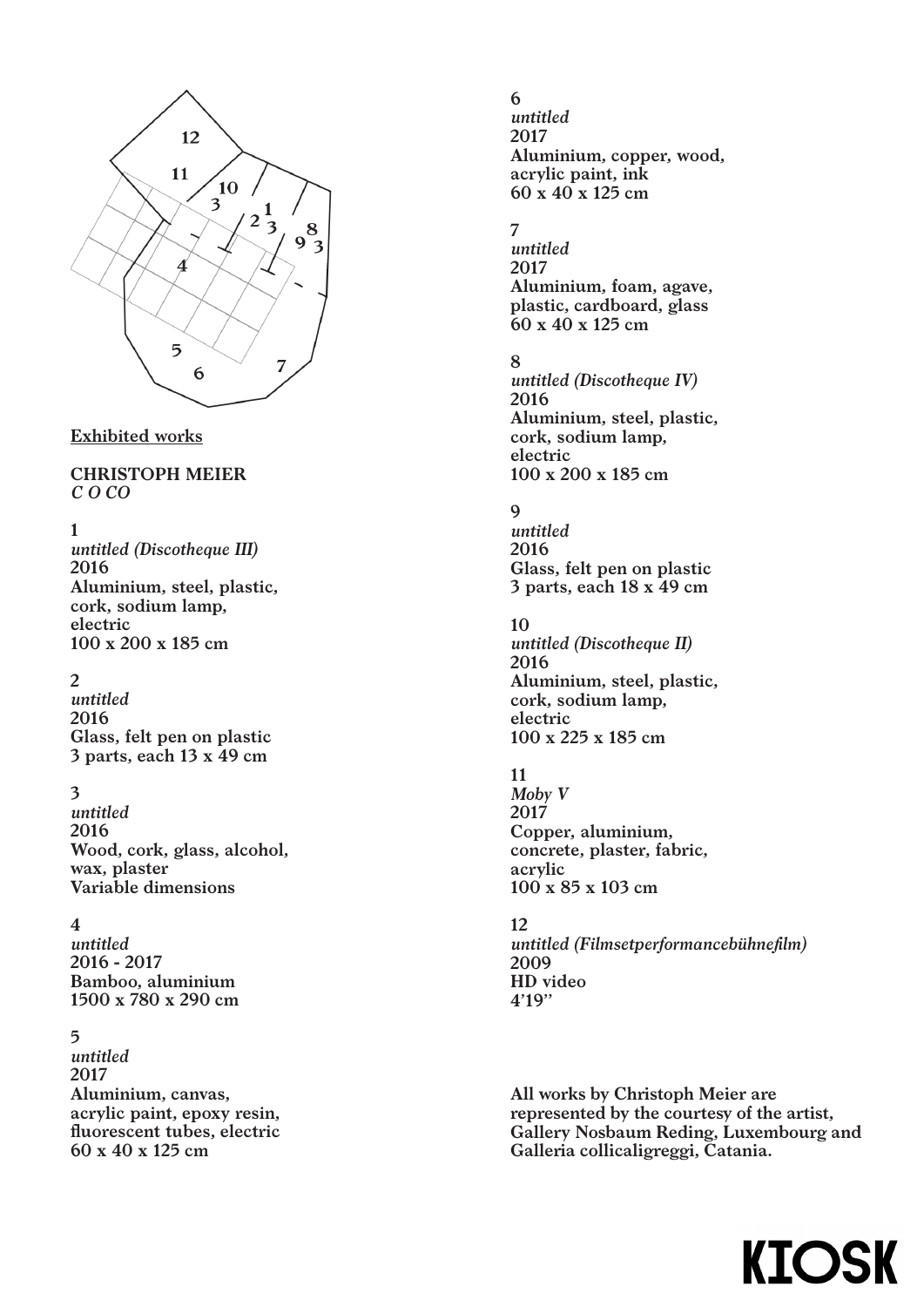Exhibited works

**CHRISTOPH MEIER**
*C O CO*

**1**
*untitled (Discotheque III)*
**2016**
**Aluminium, steel, plastic, cork, sodium lamp, electric**
**100 x 200 x 185 cm**

**2**
*untitled*
**2016**
**Glass, felt pen on plastic**
**3 parts, each 13 x 49 cm**

**3**
*untitled*
**2016**
**Wood, cork, glass, alcohol, wax, plaster**
**Variable dimensions**

**4**
*untitled*
**2016 - 2017**
**Bamboo, aluminium**
**1500 x 780 x 290 cm**

**5**
*untitled*
**2017**
**Aluminium, canvas, acrylic paint, epoxy resin, fluorescent tubes, electric**
**60 x 40 x 125 cm**

**6**
*untitled*
**2017**
**Aluminium, copper, wood, acrylic paint, ink**
**60 x 40 x 125 cm**

**7**
*untitled*
**2017**
**Aluminium, foam, agave, plastic, cardboard, glass**
**60 x 40 x 125 cm**

**8**
*untitled (Discotheque IV)*
**2016**
**Aluminium, steel, plastic, cork, sodium lamp, electric**
**100 x 200 x 185 cm**

**9**
*untitled*
**2016**
**Glass, felt pen on plastic**
**3 parts, each 18 x 49 cm**

**10**
*untitled (Discotheque II)*
**2016**
**Aluminium, steel, plastic, cork, sodium lamp, electric**
**100 x 225 x 185 cm**

**11**
*Moby V*
**2017**
**Copper, aluminium, concrete, plaster, fabric, acrylic**
**100 x 85 x 103 cm**

**12**
*untitled (Filmsetperformancebühnefilm)*
**2009**
**HD video**
**4'19''**

**All works by Christoph Meier are represented by the courtesy of the artist, Gallery Nosbaum Reding, Luxembourg and Galleria collicaligreggi, Catania.**

KIOSK